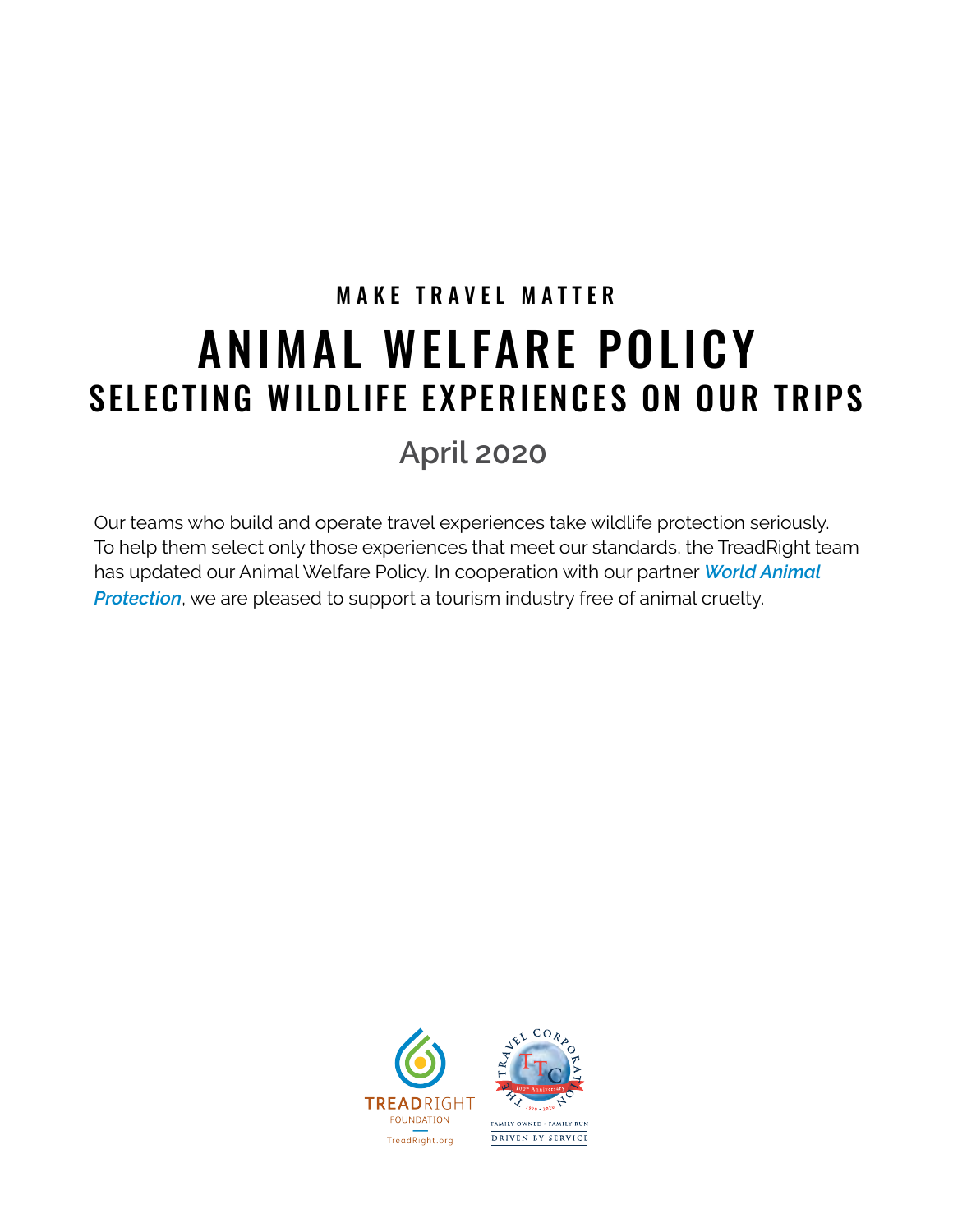MAKE TRAVEL MATTER

# ANIMAL WELFARE POLICY

## SELECTING WILDLIFE EXPERIENCES ON OUR TRIPS

April 2020

Our teams who build and operate travel experiences take wildlife protection seriously. To help them select only those experiences that meet our standards, the TreadRight team has updated our Animal Welfare Policy. In cooperation with our partner ***World Animal Protection***, we are pleased to support a tourism industry free of animal cruelty.

TREADRIGHT FOUNDATION
TreadRight.org

THE TRAVEL CORPORATION
TTC
100th Anniversary
1920 • 2020
FAMILY OWNED • FAMILY RUN
DRIVEN BY SERVICE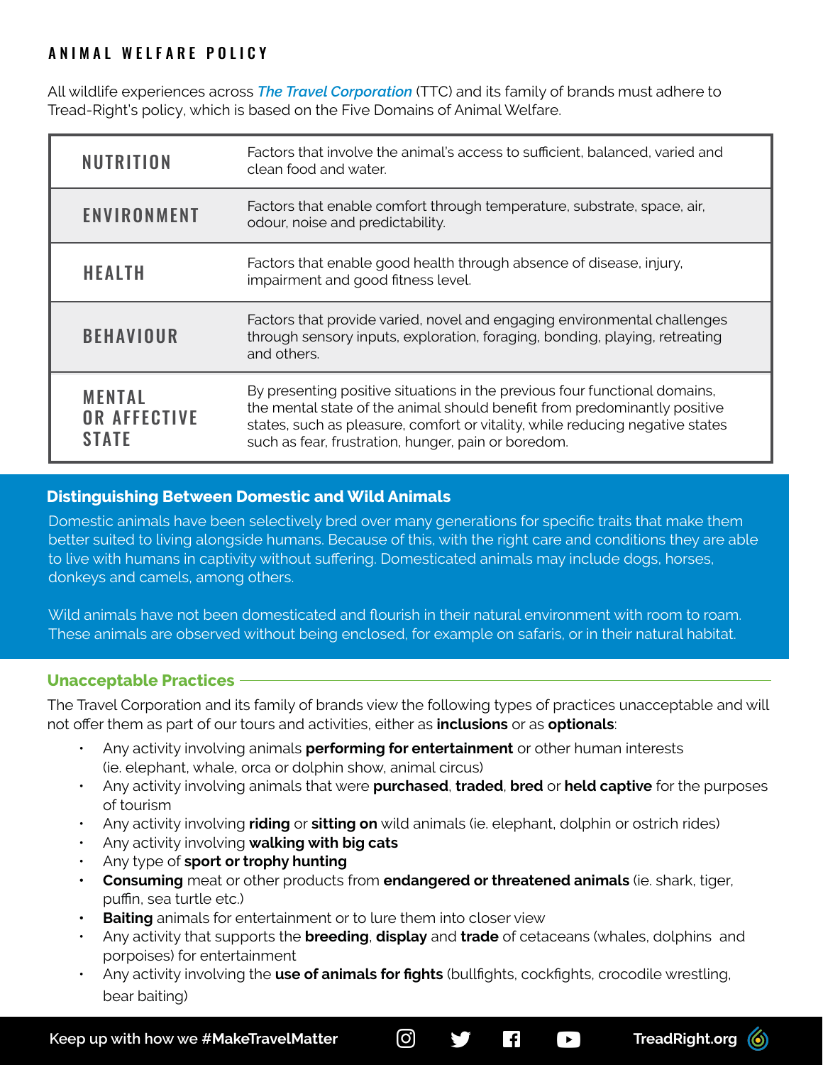## ANIMAL WELFARE POLICY

All wildlife experiences across *The Travel Corporation* (TTC) and its family of brands must adhere to Tread-Right's policy, which is based on the Five Domains of Animal Welfare.

| | |
|---|---|
| NUTRITION | Factors that involve the animal's access to sufficient, balanced, varied and clean food and water. |
| ENVIRONMENT | Factors that enable comfort through temperature, substrate, space, air, odour, noise and predictability. |
| HEALTH | Factors that enable good health through absence of disease, injury, impairment and good fitness level. |
| BEHAVIOUR | Factors that provide varied, novel and engaging environmental challenges through sensory inputs, exploration, foraging, bonding, playing, retreating and others. |
| MENTAL OR AFFECTIVE STATE | By presenting positive situations in the previous four functional domains, the mental state of the animal should benefit from predominantly positive states, such as pleasure, comfort or vitality, while reducing negative states such as fear, frustration, hunger, pain or boredom. |

### Distinguishing Between Domestic and Wild Animals

Domestic animals have been selectively bred over many generations for specific traits that make them better suited to living alongside humans. Because of this, with the right care and conditions they are able to live with humans in captivity without suffering. Domesticated animals may include dogs, horses, donkeys and camels, among others.

Wild animals have not been domesticated and flourish in their natural environment with room to roam. These animals are observed without being enclosed, for example on safaris, or in their natural habitat.

### Unacceptable Practices

The Travel Corporation and its family of brands view the following types of practices unacceptable and will not offer them as part of our tours and activities, either as **inclusions** or as **optionals**:

- Any activity involving animals **performing for entertainment** or other human interests (ie. elephant, whale, orca or dolphin show, animal circus)
- Any activity involving animals that were **purchased**, **traded**, **bred** or **held captive** for the purposes of tourism
- Any activity involving **riding** or **sitting on** wild animals (ie. elephant, dolphin or ostrich rides)
- Any activity involving **walking with big cats**
- Any type of **sport or trophy hunting**
- **Consuming** meat or other products from **endangered or threatened animals** (ie. shark, tiger, puffin, sea turtle etc.)
- **Baiting** animals for entertainment or to lure them into closer view
- Any activity that supports the **breeding**, **display** and **trade** of cetaceans (whales, dolphins and porpoises) for entertainment
- Any activity involving the **use of animals for fights** (bullfights, cockfights, crocodile wrestling, bear baiting)

Keep up with how we #MakeTravelMatter TreadRight.org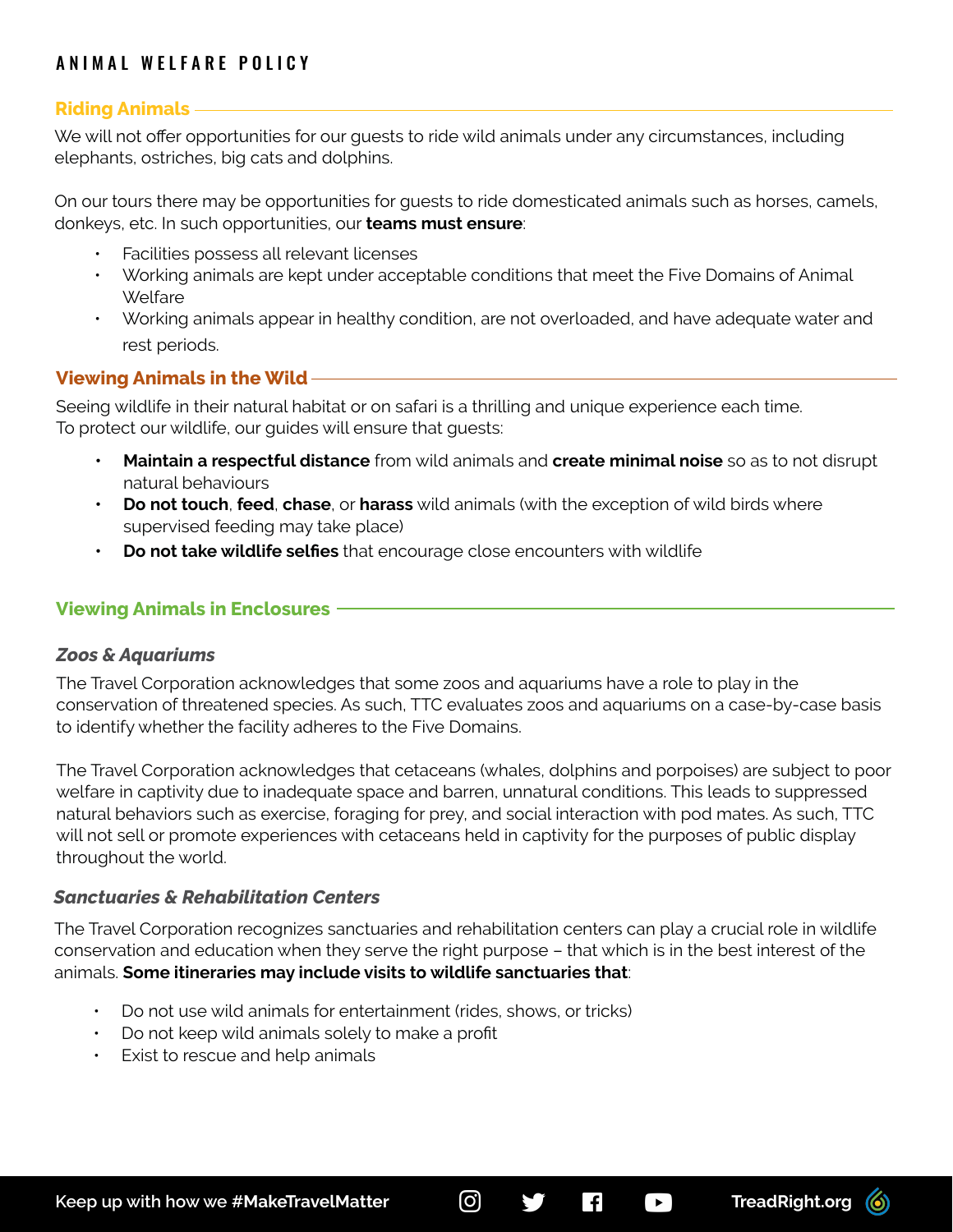# ANIMAL WELFARE POLICY

## Riding Animals

We will not offer opportunities for our guests to ride wild animals under any circumstances, including elephants, ostriches, big cats and dolphins.

On our tours there may be opportunities for guests to ride domesticated animals such as horses, camels, donkeys, etc. In such opportunities, our **teams must ensure**:

- Facilities possess all relevant licenses
- Working animals are kept under acceptable conditions that meet the Five Domains of Animal Welfare
- Working animals appear in healthy condition, are not overloaded, and have adequate water and rest periods.

## Viewing Animals in the Wild

Seeing wildlife in their natural habitat or on safari is a thrilling and unique experience each time.
To protect our wildlife, our guides will ensure that guests:

- **Maintain a respectful distance** from wild animals and **create minimal noise** so as to not disrupt natural behaviours
- **Do not touch**, **feed**, **chase**, or **harass** wild animals (with the exception of wild birds where supervised feeding may take place)
- **Do not take wildlife selfies** that encourage close encounters with wildlife

## Viewing Animals in Enclosures

### *Zoos & Aquariums*

The Travel Corporation acknowledges that some zoos and aquariums have a role to play in the conservation of threatened species. As such, TTC evaluates zoos and aquariums on a case-by-case basis to identify whether the facility adheres to the Five Domains.

The Travel Corporation acknowledges that cetaceans (whales, dolphins and porpoises) are subject to poor welfare in captivity due to inadequate space and barren, unnatural conditions. This leads to suppressed natural behaviors such as exercise, foraging for prey, and social interaction with pod mates. As such, TTC will not sell or promote experiences with cetaceans held in captivity for the purposes of public display throughout the world.

### *Sanctuaries & Rehabilitation Centers*

The Travel Corporation recognizes sanctuaries and rehabilitation centers can play a crucial role in wildlife conservation and education when they serve the right purpose – that which is in the best interest of the animals. **Some itineraries may include visits to wildlife sanctuaries that**:

- Do not use wild animals for entertainment (rides, shows, or tricks)
- Do not keep wild animals solely to make a profit
- Exist to rescue and help animals

Keep up with how we #MakeTravelMatter TreadRight.org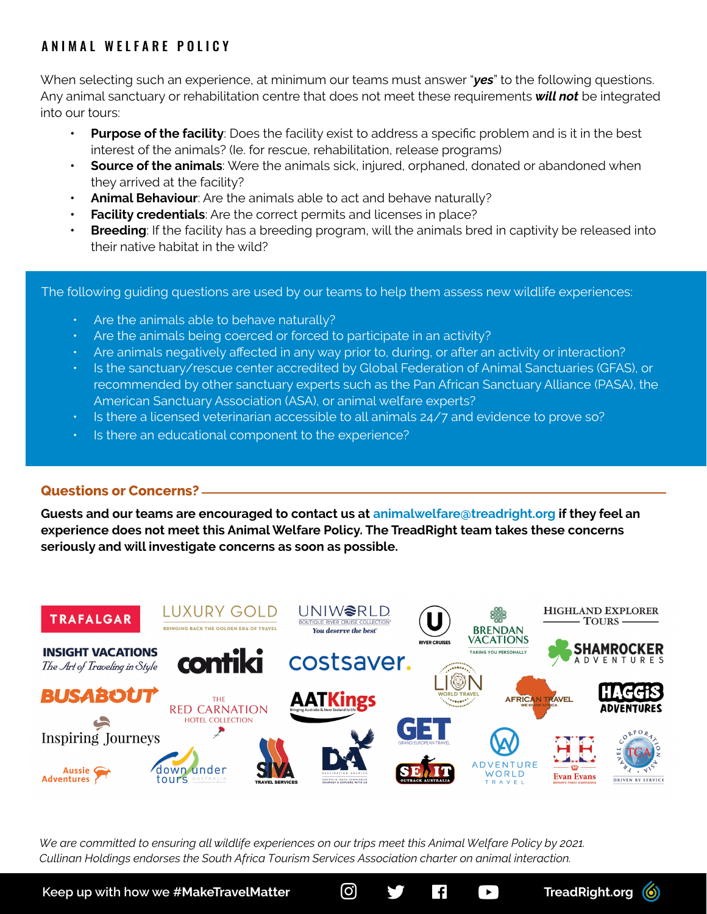## ANIMAL WELFARE POLICY

When selecting such an experience, at minimum our teams must answer "***yes***" to the following questions. Any animal sanctuary or rehabilitation centre that does not meet these requirements ***will not*** be integrated into our tours:

- **Purpose of the facility**: Does the facility exist to address a specific problem and is it in the best interest of the animals? (Ie. for rescue, rehabilitation, release programs)
- **Source of the animals**: Were the animals sick, injured, orphaned, donated or abandoned when they arrived at the facility?
- **Animal Behaviour**: Are the animals able to act and behave naturally?
- **Facility credentials**: Are the correct permits and licenses in place?
- **Breeding**: If the facility has a breeding program, will the animals bred in captivity be released into their native habitat in the wild?

The following guiding questions are used by our teams to help them assess new wildlife experiences:

- Are the animals able to behave naturally?
- Are the animals being coerced or forced to participate in an activity?
- Are animals negatively affected in any way prior to, during, or after an activity or interaction?
- Is the sanctuary/rescue center accredited by Global Federation of Animal Sanctuaries (GFAS), or recommended by other sanctuary experts such as the Pan African Sanctuary Alliance (PASA), the American Sanctuary Association (ASA), or animal welfare experts?
- Is there a licensed veterinarian accessible to all animals 24/7 and evidence to prove so?
- Is there an educational component to the experience?

### Questions or Concerns?

**Guests and our teams are encouraged to contact us at animalwelfare@treadright.org if they feel an experience does not meet this Animal Welfare Policy. The TreadRight team takes these concerns seriously and will investigate concerns as soon as possible.**

TRAFALGAR · LUXURY GOLD · UNIWORLD · U RIVER CRUISES · BRENDAN VACATIONS · HIGHLAND EXPLORER TOURS · INSIGHT VACATIONS · CONTIKI · COSTSAVER · LION WORLD TRAVEL · SHAMROCKER ADVENTURES · BUSABOUT · THE RED CARNATION HOTEL COLLECTION · AATKINGS · AFRICAN TRAVEL · HAGGIS ADVENTURES · Inspiring Journeys · GET GRAND EUROPEAN TRAVEL · ADVENTURE WORLD TRAVEL · Evan Evans · TCA · Aussie Adventures · downunder tours · SIVA TRAVEL SERVICES · DA · SEIT OUTBACK AUSTRALIA

*We are committed to ensuring all wildlife experiences on our trips meet this Animal Welfare Policy by 2021.*
*Cullinan Holdings endorses the South Africa Tourism Services Association charter on animal interaction.*

Keep up with how we #MakeTravelMatter TreadRight.org